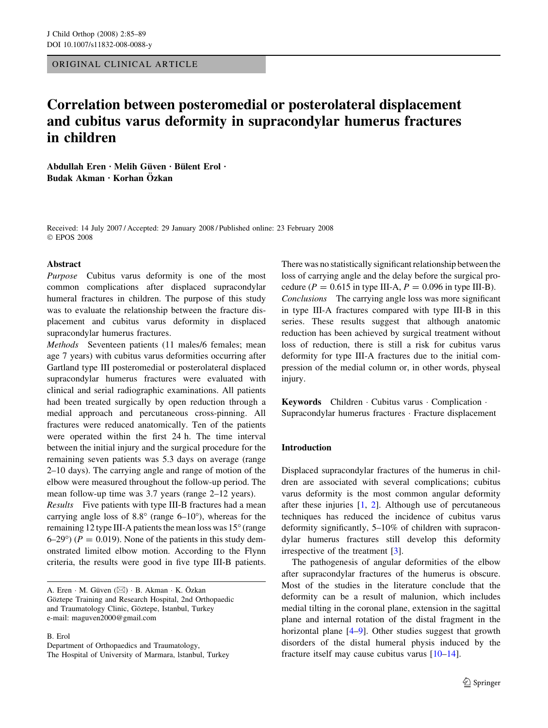ORIGINAL CLINICAL ARTICLE

# Correlation between posteromedial or posterolateral displacement and cubitus varus deformity in supracondylar humerus fractures in children

**Abdullah Eren · Melih Güven · Bülent Erol · Budak Akman · Korhan Özkan**

Received: 14 July 2007 / Accepted: 29 January 2008 / Published online: 23 February 2008
© EPOS 2008

## Abstract

*Purpose* Cubitus varus deformity is one of the most common complications after displaced supracondylar humeral fractures in children. The purpose of this study was to evaluate the relationship between the fracture displacement and cubitus varus deformity in displaced supracondylar humerus fractures.

*Methods* Seventeen patients (11 males/6 females; mean age 7 years) with cubitus varus deformities occurring after Gartland type III posteromedial or posterolateral displaced supracondylar humerus fractures were evaluated with clinical and serial radiographic examinations. All patients had been treated surgically by open reduction through a medial approach and percutaneous cross-pinning. All fractures were reduced anatomically. Ten of the patients were operated within the first 24 h. The time interval between the initial injury and the surgical procedure for the remaining seven patients was 5.3 days on average (range 2–10 days). The carrying angle and range of motion of the elbow were measured throughout the follow-up period. The mean follow-up time was 3.7 years (range 2–12 years).

*Results* Five patients with type III-B fractures had a mean carrying angle loss of 8.8° (range 6–10°), whereas for the remaining 12 type III-A patients the mean loss was 15° (range 6–29°) ($P = 0.019$). None of the patients in this study demonstrated limited elbow motion. According to the Flynn criteria, the results were good in five type III-B patients. There was no statistically significant relationship between the loss of carrying angle and the delay before the surgical procedure ($P = 0.615$ in type III-A, $P = 0.096$ in type III-B).

*Conclusions* The carrying angle loss was more significant in type III-A fractures compared with type III-B in this series. These results suggest that although anatomic reduction has been achieved by surgical treatment without loss of reduction, there is still a risk for cubitus varus deformity for type III-A fractures due to the initial compression of the medial column or, in other words, physeal injury.

**Keywords** Children · Cubitus varus · Complication · Supracondylar humerus fractures · Fracture displacement

A. Eren · M. Güven (✉) · B. Akman · K. Özkan
Göztepe Training and Research Hospital, 2nd Orthopaedic and Traumatology Clinic, Göztepe, Istanbul, Turkey
e-mail: maguven2000@gmail.com

B. Erol
Department of Orthopaedics and Traumatology, The Hospital of University of Marmara, Istanbul, Turkey

## Introduction

Displaced supracondylar fractures of the humerus in children are associated with several complications; cubitus varus deformity is the most common angular deformity after these injuries [1, 2]. Although use of percutaneous techniques has reduced the incidence of cubitus varus deformity significantly, 5–10% of children with supracondylar humerus fractures still develop this deformity irrespective of the treatment [3].

The pathogenesis of angular deformities of the elbow after supracondylar fractures of the humerus is obscure. Most of the studies in the literature conclude that the deformity can be a result of malunion, which includes medial tilting in the coronal plane, extension in the sagittal plane and internal rotation of the distal fragment in the horizontal plane [4–9]. Other studies suggest that growth disorders of the distal humeral physis induced by the fracture itself may cause cubitus varus [10–14].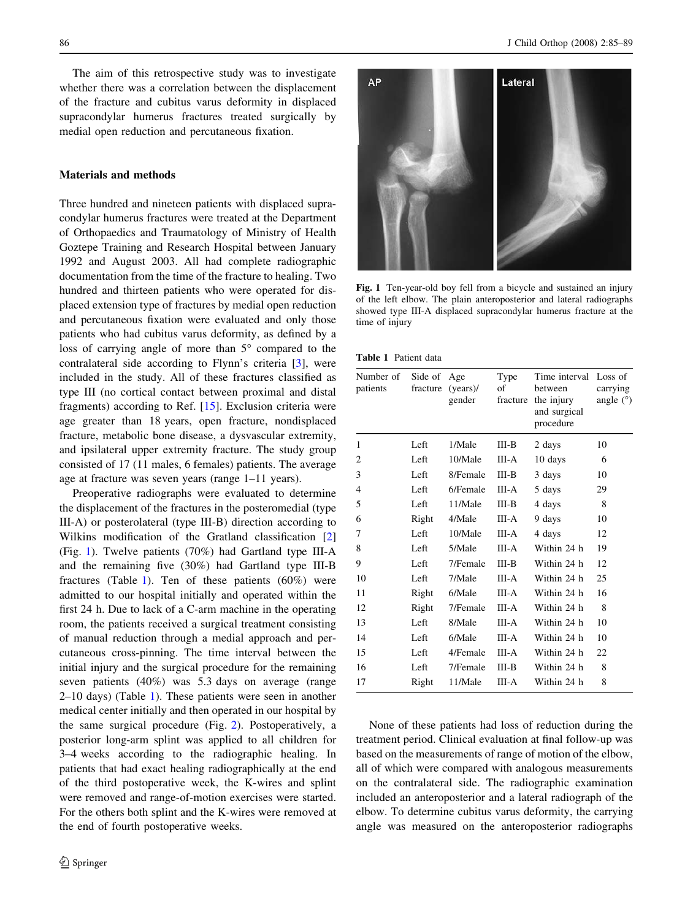The aim of this retrospective study was to investigate whether there was a correlation between the displacement of the fracture and cubitus varus deformity in displaced supracondylar humerus fractures treated surgically by medial open reduction and percutaneous fixation.

## Materials and methods

Three hundred and nineteen patients with displaced supracondylar humerus fractures were treated at the Department of Orthopaedics and Traumatology of Ministry of Health Goztepe Training and Research Hospital between January 1992 and August 2003. All had complete radiographic documentation from the time of the fracture to healing. Two hundred and thirteen patients who were operated for displaced extension type of fractures by medial open reduction and percutaneous fixation were evaluated and only those patients who had cubitus varus deformity, as defined by a loss of carrying angle of more than 5° compared to the contralateral side according to Flynn's criteria [3], were included in the study. All of these fractures classified as type III (no cortical contact between proximal and distal fragments) according to Ref. [15]. Exclusion criteria were age greater than 18 years, open fracture, nondisplaced fracture, metabolic bone disease, a dysvascular extremity, and ipsilateral upper extremity fracture. The study group consisted of 17 (11 males, 6 females) patients. The average age at fracture was seven years (range 1–11 years).

Preoperative radiographs were evaluated to determine the displacement of the fractures in the posteromedial (type III-A) or posterolateral (type III-B) direction according to Wilkins modification of the Gratland classification [2] (Fig. 1). Twelve patients (70%) had Gartland type III-A and the remaining five (30%) had Gartland type III-B fractures (Table 1). Ten of these patients (60%) were admitted to our hospital initially and operated within the first 24 h. Due to lack of a C-arm machine in the operating room, the patients received a surgical treatment consisting of manual reduction through a medial approach and percutaneous cross-pinning. The time interval between the initial injury and the surgical procedure for the remaining seven patients (40%) was 5.3 days on average (range 2–10 days) (Table 1). These patients were seen in another medical center initially and then operated in our hospital by the same surgical procedure (Fig. 2). Postoperatively, a posterior long-arm splint was applied to all children for 3–4 weeks according to the radiographic healing. In patients that had exact healing radiographically at the end of the third postoperative week, the K-wires and splint were removed and range-of-motion exercises were started. For the others both splint and the K-wires were removed at the end of fourth postoperative weeks.

**Fig. 1** Ten-year-old boy fell from a bicycle and sustained an injury of the left elbow. The plain anteroposterior and lateral radiographs showed type III-A displaced supracondylar humerus fracture at the time of injury

**Table 1** Patient data

| Number of patients | Side of fracture | Age (years)/ gender | Type of fracture | Time interval between the injury and surgical procedure | Loss of carrying angle (°) |
|---|---|---|---|---|---|
| 1 | Left | 1/Male | III-B | 2 days | 10 |
| 2 | Left | 10/Male | III-A | 10 days | 6 |
| 3 | Left | 8/Female | III-B | 3 days | 10 |
| 4 | Left | 6/Female | III-A | 5 days | 29 |
| 5 | Left | 11/Male | III-B | 4 days | 8 |
| 6 | Right | 4/Male | III-A | 9 days | 10 |
| 7 | Left | 10/Male | III-A | 4 days | 12 |
| 8 | Left | 5/Male | III-A | Within 24 h | 19 |
| 9 | Left | 7/Female | III-B | Within 24 h | 12 |
| 10 | Left | 7/Male | III-A | Within 24 h | 25 |
| 11 | Right | 6/Male | III-A | Within 24 h | 16 |
| 12 | Right | 7/Female | III-A | Within 24 h | 8 |
| 13 | Left | 8/Male | III-A | Within 24 h | 10 |
| 14 | Left | 6/Male | III-A | Within 24 h | 10 |
| 15 | Left | 4/Female | III-A | Within 24 h | 22 |
| 16 | Left | 7/Female | III-B | Within 24 h | 8 |
| 17 | Right | 11/Male | III-A | Within 24 h | 8 |

None of these patients had loss of reduction during the treatment period. Clinical evaluation at final follow-up was based on the measurements of range of motion of the elbow, all of which were compared with analogous measurements on the contralateral side. The radiographic examination included an anteroposterior and a lateral radiograph of the elbow. To determine cubitus varus deformity, the carrying angle was measured on the anteroposterior radiographs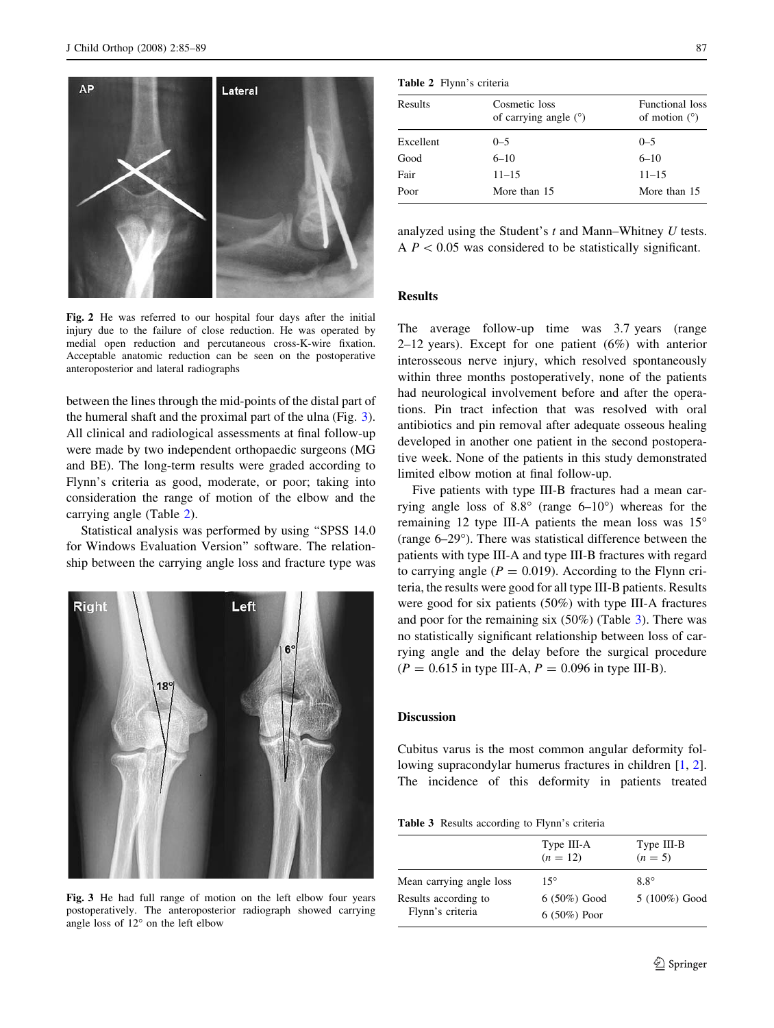Fig. 2 He was referred to our hospital four days after the initial injury due to the failure of close reduction. He was operated by medial open reduction and percutaneous cross-K-wire fixation. Acceptable anatomic reduction can be seen on the postoperative anteroposterior and lateral radiographs

between the lines through the mid-points of the distal part of the humeral shaft and the proximal part of the ulna (Fig. 3). All clinical and radiological assessments at final follow-up were made by two independent orthopaedic surgeons (MG and BE). The long-term results were graded according to Flynn's criteria as good, moderate, or poor; taking into consideration the range of motion of the elbow and the carrying angle (Table 2).

Statistical analysis was performed by using "SPSS 14.0 for Windows Evaluation Version" software. The relationship between the carrying angle loss and fracture type was analyzed using the Student's $t$ and Mann–Whitney $U$ tests. A $P < 0.05$ was considered to be statistically significant.

Fig. 3 He had full range of motion on the left elbow four years postoperatively. The anteroposterior radiograph showed carrying angle loss of 12° on the left elbow

Table 2 Flynn's criteria

| Results | Cosmetic loss of carrying angle (°) | Functional loss of motion (°) |
|---|---|---|
| Excellent | 0–5 | 0–5 |
| Good | 6–10 | 6–10 |
| Fair | 11–15 | 11–15 |
| Poor | More than 15 | More than 15 |

## Results

The average follow-up time was 3.7 years (range 2–12 years). Except for one patient (6%) with anterior interosseous nerve injury, which resolved spontaneously within three months postoperatively, none of the patients had neurological involvement before and after the operations. Pin tract infection that was resolved with oral antibiotics and pin removal after adequate osseous healing developed in another one patient in the second postoperative week. None of the patients in this study demonstrated limited elbow motion at final follow-up.

Five patients with type III-B fractures had a mean carrying angle loss of 8.8° (range 6–10°) whereas for the remaining 12 type III-A patients the mean loss was 15° (range 6–29°). There was statistical difference between the patients with type III-A and type III-B fractures with regard to carrying angle ($P = 0.019$). According to the Flynn criteria, the results were good for all type III-B patients. Results were good for six patients (50%) with type III-A fractures and poor for the remaining six (50%) (Table 3). There was no statistically significant relationship between loss of carrying angle and the delay before the surgical procedure ($P = 0.615$ in type III-A, $P = 0.096$ in type III-B).

## Discussion

Cubitus varus is the most common angular deformity following supracondylar humerus fractures in children [1, 2]. The incidence of this deformity in patients treated

Table 3 Results according to Flynn's criteria

| | Type III-A ($n = 12$) | Type III-B ($n = 5$) |
|---|---|---|
| Mean carrying angle loss | 15° | 8.8° |
| Results according to Flynn's criteria | 6 (50%) Good<br>6 (50%) Poor | 5 (100%) Good |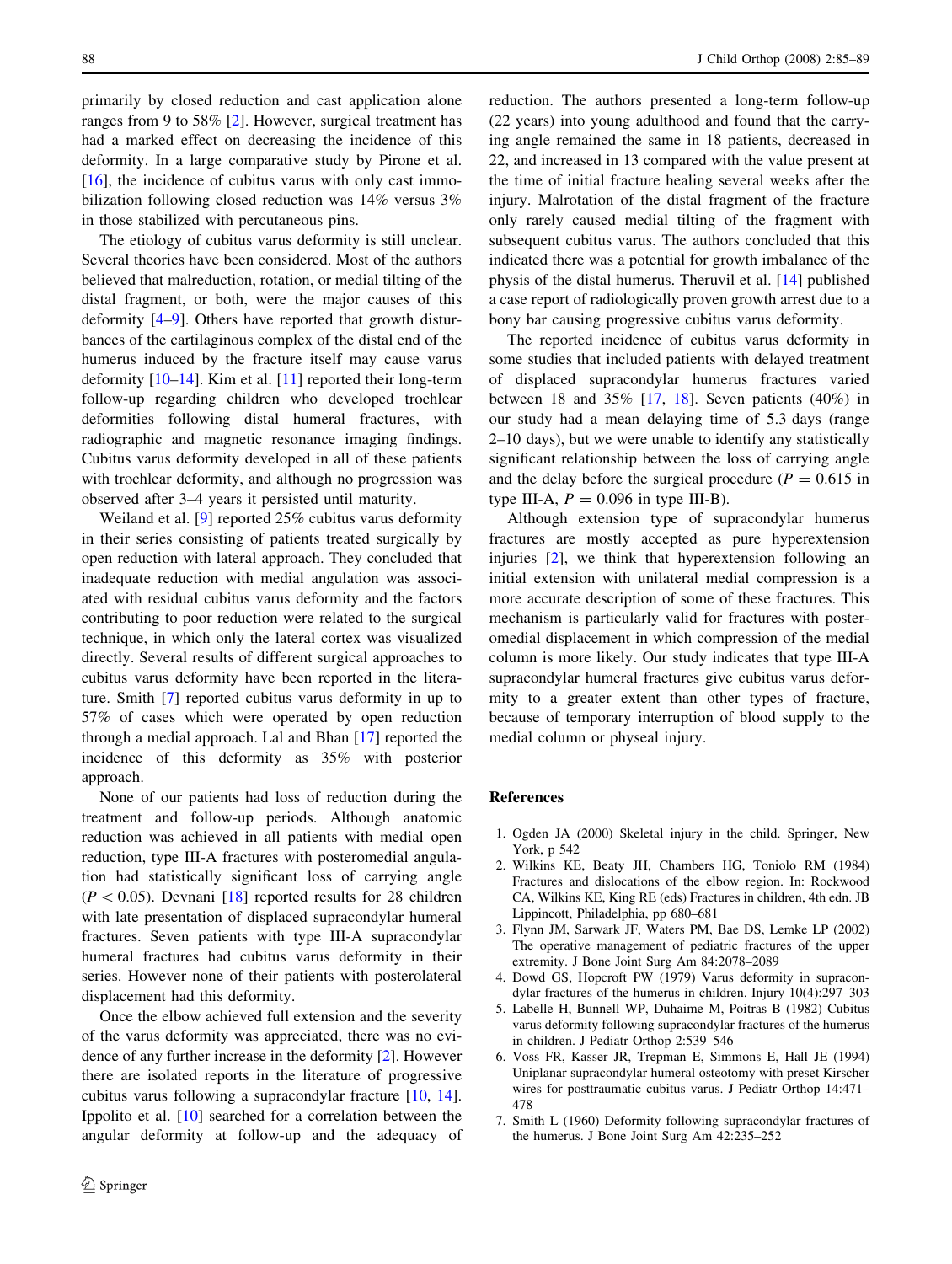primarily by closed reduction and cast application alone ranges from 9 to 58% [2]. However, surgical treatment has had a marked effect on decreasing the incidence of this deformity. In a large comparative study by Pirone et al. [16], the incidence of cubitus varus with only cast immobilization following closed reduction was 14% versus 3% in those stabilized with percutaneous pins.

The etiology of cubitus varus deformity is still unclear. Several theories have been considered. Most of the authors believed that malreduction, rotation, or medial tilting of the distal fragment, or both, were the major causes of this deformity [4–9]. Others have reported that growth disturbances of the cartilaginous complex of the distal end of the humerus induced by the fracture itself may cause varus deformity [10–14]. Kim et al. [11] reported their long-term follow-up regarding children who developed trochlear deformities following distal humeral fractures, with radiographic and magnetic resonance imaging findings. Cubitus varus deformity developed in all of these patients with trochlear deformity, and although no progression was observed after 3–4 years it persisted until maturity.

Weiland et al. [9] reported 25% cubitus varus deformity in their series consisting of patients treated surgically by open reduction with lateral approach. They concluded that inadequate reduction with medial angulation was associated with residual cubitus varus deformity and the factors contributing to poor reduction were related to the surgical technique, in which only the lateral cortex was visualized directly. Several results of different surgical approaches to cubitus varus deformity have been reported in the literature. Smith [7] reported cubitus varus deformity in up to 57% of cases which were operated by open reduction through a medial approach. Lal and Bhan [17] reported the incidence of this deformity as 35% with posterior approach.

None of our patients had loss of reduction during the treatment and follow-up periods. Although anatomic reduction was achieved in all patients with medial open reduction, type III-A fractures with posteromedial angulation had statistically significant loss of carrying angle ($P < 0.05$). Devnani [18] reported results for 28 children with late presentation of displaced supracondylar humeral fractures. Seven patients with type III-A supracondylar humeral fractures had cubitus varus deformity in their series. However none of their patients with posterolateral displacement had this deformity.

Once the elbow achieved full extension and the severity of the varus deformity was appreciated, there was no evidence of any further increase in the deformity [2]. However there are isolated reports in the literature of progressive cubitus varus following a supracondylar fracture [10, 14]. Ippolito et al. [10] searched for a correlation between the angular deformity at follow-up and the adequacy of reduction. The authors presented a long-term follow-up (22 years) into young adulthood and found that the carrying angle remained the same in 18 patients, decreased in 22, and increased in 13 compared with the value present at the time of initial fracture healing several weeks after the injury. Malrotation of the distal fragment of the fracture only rarely caused medial tilting of the fragment with subsequent cubitus varus. The authors concluded that this indicated there was a potential for growth imbalance of the physis of the distal humerus. Theruvil et al. [14] published a case report of radiologically proven growth arrest due to a bony bar causing progressive cubitus varus deformity.

The reported incidence of cubitus varus deformity in some studies that included patients with delayed treatment of displaced supracondylar humerus fractures varied between 18 and 35% [17, 18]. Seven patients (40%) in our study had a mean delaying time of 5.3 days (range 2–10 days), but we were unable to identify any statistically significant relationship between the loss of carrying angle and the delay before the surgical procedure ($P = 0.615$ in type III-A, $P = 0.096$ in type III-B).

Although extension type of supracondylar humerus fractures are mostly accepted as pure hyperextension injuries [2], we think that hyperextension following an initial extension with unilateral medial compression is a more accurate description of some of these fractures. This mechanism is particularly valid for fractures with posteromedial displacement in which compression of the medial column is more likely. Our study indicates that type III-A supracondylar humeral fractures give cubitus varus deformity to a greater extent than other types of fracture, because of temporary interruption of blood supply to the medial column or physeal injury.

## References

1. Ogden JA (2000) Skeletal injury in the child. Springer, New York, p 542
2. Wilkins KE, Beaty JH, Chambers HG, Toniolo RM (1984) Fractures and dislocations of the elbow region. In: Rockwood CA, Wilkins KE, King RE (eds) Fractures in children, 4th edn. JB Lippincott, Philadelphia, pp 680–681
3. Flynn JM, Sarwark JF, Waters PM, Bae DS, Lemke LP (2002) The operative management of pediatric fractures of the upper extremity. J Bone Joint Surg Am 84:2078–2089
4. Dowd GS, Hopcroft PW (1979) Varus deformity in supracondylar fractures of the humerus in children. Injury 10(4):297–303
5. Labelle H, Bunnell WP, Duhaime M, Poitras B (1982) Cubitus varus deformity following supracondylar fractures of the humerus in children. J Pediatr Orthop 2:539–546
6. Voss FR, Kasser JR, Trepman E, Simmons E, Hall JE (1994) Uniplanar supracondylar humeral osteotomy with preset Kirscher wires for posttraumatic cubitus varus. J Pediatr Orthop 14:471–478
7. Smith L (1960) Deformity following supracondylar fractures of the humerus. J Bone Joint Surg Am 42:235–252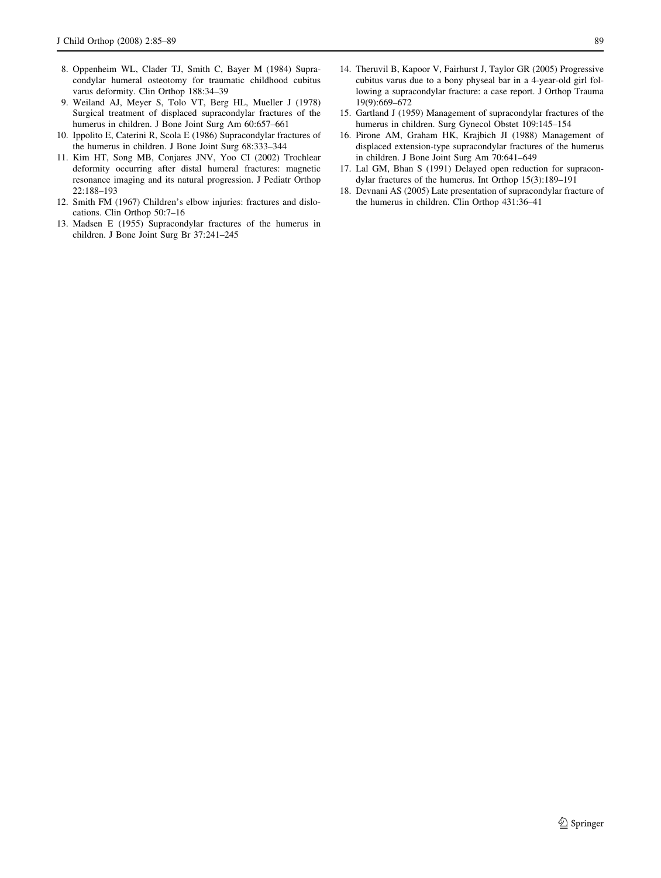8. Oppenheim WL, Clader TJ, Smith C, Bayer M (1984) Supracondylar humeral osteotomy for traumatic childhood cubitus varus deformity. Clin Orthop 188:34–39
9. Weiland AJ, Meyer S, Tolo VT, Berg HL, Mueller J (1978) Surgical treatment of displaced supracondylar fractures of the humerus in children. J Bone Joint Surg Am 60:657–661
10. Ippolito E, Caterini R, Scola E (1986) Supracondylar fractures of the humerus in children. J Bone Joint Surg 68:333–344
11. Kim HT, Song MB, Conjares JNV, Yoo CI (2002) Trochlear deformity occurring after distal humeral fractures: magnetic resonance imaging and its natural progression. J Pediatr Orthop 22:188–193
12. Smith FM (1967) Children's elbow injuries: fractures and dislocations. Clin Orthop 50:7–16
13. Madsen E (1955) Supracondylar fractures of the humerus in children. J Bone Joint Surg Br 37:241–245
14. Theruvil B, Kapoor V, Fairhurst J, Taylor GR (2005) Progressive cubitus varus due to a bony physeal bar in a 4-year-old girl following a supracondylar fracture: a case report. J Orthop Trauma 19(9):669–672
15. Gartland J (1959) Management of supracondylar fractures of the humerus in children. Surg Gynecol Obstet 109:145–154
16. Pirone AM, Graham HK, Krajbich JI (1988) Management of displaced extension-type supracondylar fractures of the humerus in children. J Bone Joint Surg Am 70:641–649
17. Lal GM, Bhan S (1991) Delayed open reduction for supracondylar fractures of the humerus. Int Orthop 15(3):189–191
18. Devnani AS (2005) Late presentation of supracondylar fracture of the humerus in children. Clin Orthop 431:36–41